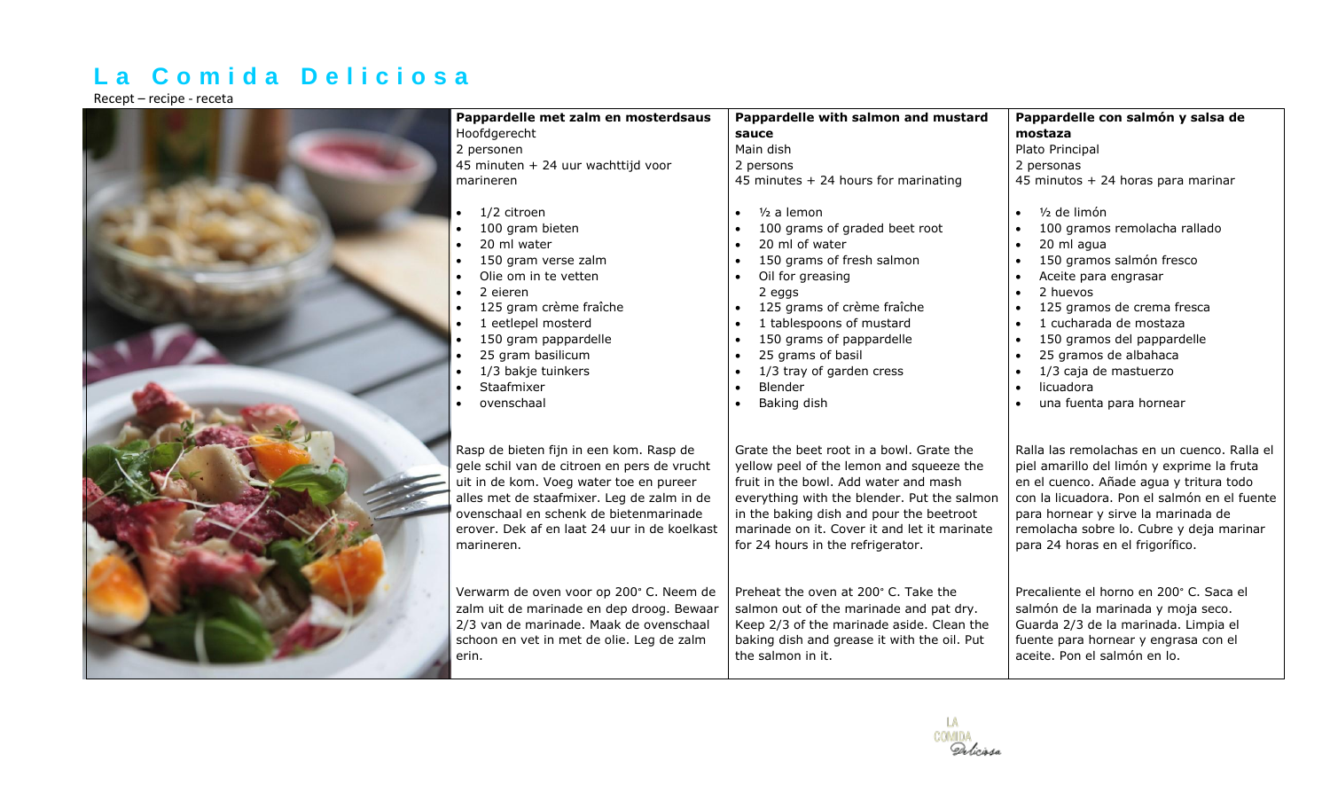# La Comida Deliciosa

Recept – recipe - receta

| Pappardelle met zalm en mosterdsaus | Pappardelle with salmon and mustard sauce | Pappardelle con salmón y salsa de mostaza |
|---|---|---|
| Hoofdgerecht<br>2 personen<br>45 minuten + 24 uur wachttijd voor marineren | Main dish<br>2 persons<br>45 minutes + 24 hours for marinating | Plato Principal<br>2 personas<br>45 minutos + 24 horas para marinar |
| • 1/2 citroen<br>• 100 gram bieten<br>• 20 ml water<br>• 150 gram verse zalm<br>• Olie om in te vetten<br>• 2 eieren<br>• 125 gram crème fraîche<br>• 1 eetlepel mosterd<br>• 150 gram pappardelle<br>• 25 gram basilicum<br>• 1/3 bakje tuinkers<br>• Staafmixer<br>• ovenschaal | • ½ a lemon<br>• 100 grams of graded beet root<br>• 20 ml of water<br>• 150 grams of fresh salmon<br>• Oil for greasing<br>2 eggs<br>• 125 grams of crème fraîche<br>• 1 tablespoons of mustard<br>• 150 grams of pappardelle<br>• 25 grams of basil<br>• 1/3 tray of garden cress<br>• Blender<br>• Baking dish | • ½ de limón<br>• 100 gramos remolacha rallado<br>• 20 ml agua<br>• 150 gramos salmón fresco<br>• Aceite para engrasar<br>• 2 huevos<br>• 125 gramos de crema fresca<br>• 1 cucharada de mostaza<br>• 150 gramos del pappardelle<br>• 25 gramos de albahaca<br>• 1/3 caja de mastuerzo<br>• licuadora<br>• una fuenta para hornear |
| Rasp de bieten fijn in een kom. Rasp de gele schil van de citroen en pers de vrucht uit in de kom. Voeg water toe en pureer alles met de staafmixer. Leg de zalm in de ovenschaal en schenk de bietenmarinade erover. Dek af en laat 24 uur in de koelkast marineren. | Grate the beet root in a bowl. Grate the yellow peel of the lemon and squeeze the fruit in the bowl. Add water and mash everything with the blender. Put the salmon in the baking dish and pour the beetroot marinade on it. Cover it and let it marinate for 24 hours in the refrigerator. | Ralla las remolachas en un cuenco. Ralla el piel amarillo del limón y exprime la fruta en el cuenco. Añade agua y tritura todo con la licuadora. Pon el salmón en el fuente para hornear y sirve la marinada de remolacha sobre lo. Cubre y deja marinar para 24 horas en el frigorífico. |
| Verwarm de oven voor op 200° C. Neem de zalm uit de marinade en dep droog. Bewaar 2/3 van de marinade. Maak de ovenschaal schoon en vet in met de olie. Leg de zalm erin. | Preheat the oven at 200° C. Take the salmon out of the marinade and pat dry. Keep 2/3 of the marinade aside. Clean the baking dish and grease it with the oil. Put the salmon in it. | Precaliente el horno en 200° C. Saca el salmón de la marinada y moja seco. Guarda 2/3 de la marinada. Limpia el fuente para hornear y engrasa con el aceite. Pon el salmón en lo. |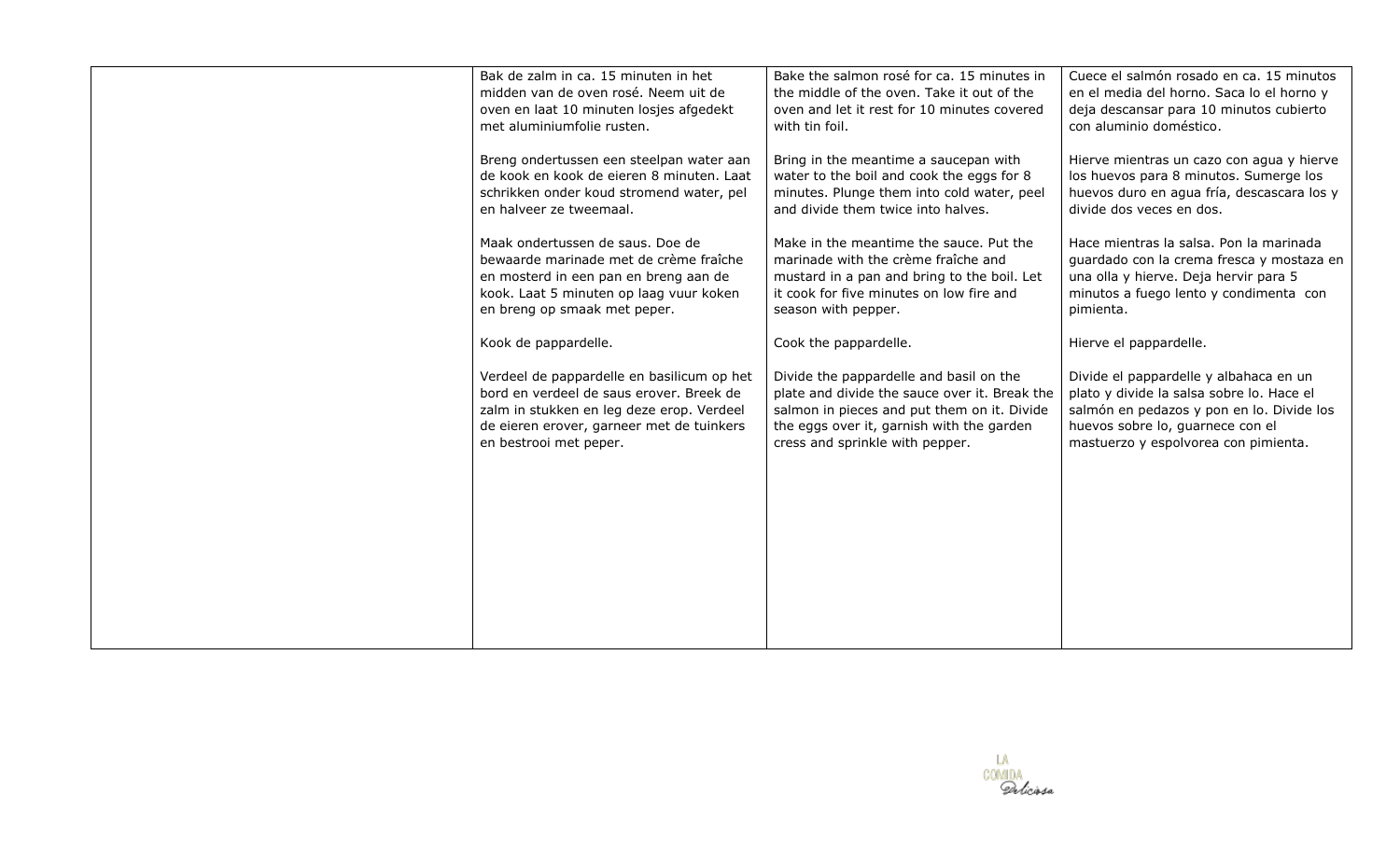| | | | |
|---|---|---|---|
| | Bak de zalm in ca. 15 minuten in het midden van de oven rosé. Neem uit de oven en laat 10 minuten losjes afgedekt met aluminiumfolie rusten.<br><br>Breng ondertussen een steelpan water aan de kook en kook de eieren 8 minuten. Laat schrikken onder koud stromend water, pel en halveer ze tweemaal.<br><br>Maak ondertussen de saus. Doe de bewaarde marinade met de crème fraîche en mosterd in een pan en breng aan de kook. Laat 5 minuten op laag vuur koken en breng op smaak met peper.<br><br>Kook de pappardelle.<br><br>Verdeel de pappardelle en basilicum op het bord en verdeel de saus erover. Breek de zalm in stukken en leg deze erop. Verdeel de eieren erover, garneer met de tuinkers en bestrooi met peper. | Bake the salmon rosé for ca. 15 minutes in the middle of the oven. Take it out of the oven and let it rest for 10 minutes covered with tin foil.<br><br>Bring in the meantime a saucepan with water to the boil and cook the eggs for 8 minutes. Plunge them into cold water, peel and divide them twice into halves.<br><br>Make in the meantime the sauce. Put the marinade with the crème fraîche and mustard in a pan and bring to the boil. Let it cook for five minutes on low fire and season with pepper.<br><br>Cook the pappardelle.<br><br>Divide the pappardelle and basil on the plate and divide the sauce over it. Break the salmon in pieces and put them on it. Divide the eggs over it, garnish with the garden cress and sprinkle with pepper. | Cuece el salmón rosado en ca. 15 minutos en el media del horno. Saca lo el horno y deja descansar para 10 minutos cubierto con aluminio doméstico.<br><br>Hierve mientras un cazo con agua y hierve los huevos para 8 minutos. Sumerge los huevos duro en agua fría, descascara los y divide dos veces en dos.<br><br>Hace mientras la salsa. Pon la marinada guardado con la crema fresca y mostaza en una olla y hierve. Deja hervir para 5 minutos a fuego lento y condimenta con pimienta.<br><br>Hierve el pappardelle.<br><br>Divide el pappardelle y albahaca en un plato y divide la salsa sobre lo. Hace el salmón en pedazos y pon en lo. Divide los huevos sobre lo, guarnece con el mastuerzo y espolvorea con pimienta. |